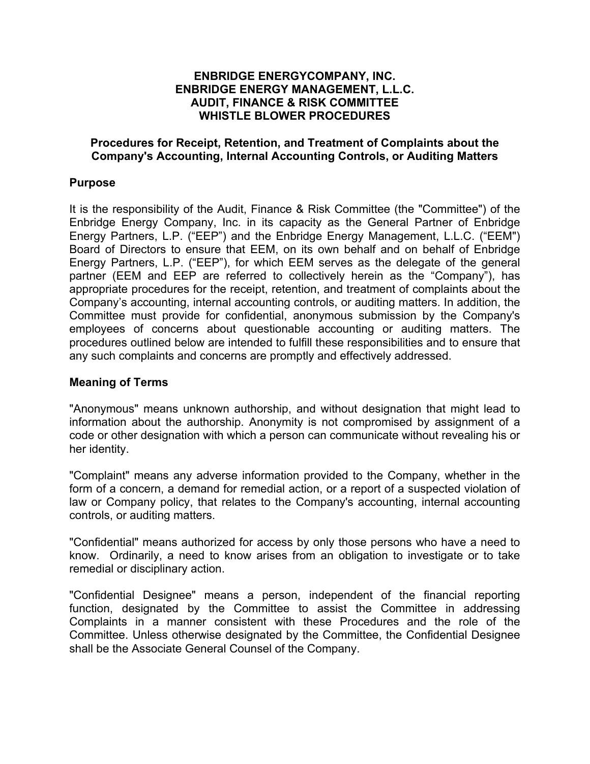**ENBRIDGE ENERGYCOMPANY, INC.**
**ENBRIDGE ENERGY MANAGEMENT, L.L.C.**
**AUDIT, FINANCE & RISK COMMITTEE**
**WHISTLE BLOWER PROCEDURES**

**Procedures for Receipt, Retention, and Treatment of Complaints about the Company's Accounting, Internal Accounting Controls, or Auditing Matters**

## Purpose

It is the responsibility of the Audit, Finance & Risk Committee (the "Committee") of the Enbridge Energy Company, Inc. in its capacity as the General Partner of Enbridge Energy Partners, L.P. ("EEP") and the Enbridge Energy Management, L.L.C. ("EEM") Board of Directors to ensure that EEM, on its own behalf and on behalf of Enbridge Energy Partners, L.P. ("EEP"), for which EEM serves as the delegate of the general partner (EEM and EEP are referred to collectively herein as the "Company"), has appropriate procedures for the receipt, retention, and treatment of complaints about the Company's accounting, internal accounting controls, or auditing matters. In addition, the Committee must provide for confidential, anonymous submission by the Company's employees of concerns about questionable accounting or auditing matters. The procedures outlined below are intended to fulfill these responsibilities and to ensure that any such complaints and concerns are promptly and effectively addressed.

## Meaning of Terms

"Anonymous" means unknown authorship, and without designation that might lead to information about the authorship. Anonymity is not compromised by assignment of a code or other designation with which a person can communicate without revealing his or her identity.

"Complaint" means any adverse information provided to the Company, whether in the form of a concern, a demand for remedial action, or a report of a suspected violation of law or Company policy, that relates to the Company's accounting, internal accounting controls, or auditing matters.

"Confidential" means authorized for access by only those persons who have a need to know. Ordinarily, a need to know arises from an obligation to investigate or to take remedial or disciplinary action.

"Confidential Designee" means a person, independent of the financial reporting function, designated by the Committee to assist the Committee in addressing Complaints in a manner consistent with these Procedures and the role of the Committee. Unless otherwise designated by the Committee, the Confidential Designee shall be the Associate General Counsel of the Company.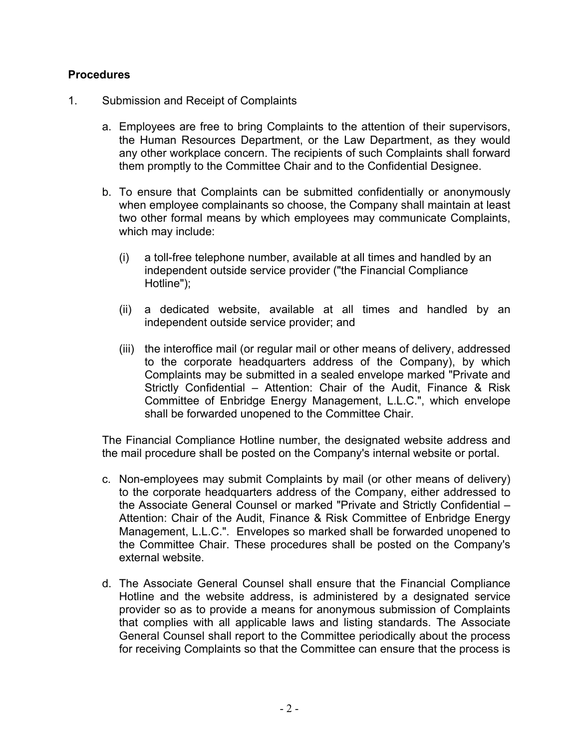## Procedures

1. Submission and Receipt of Complaints

   a. Employees are free to bring Complaints to the attention of their supervisors, the Human Resources Department, or the Law Department, as they would any other workplace concern. The recipients of such Complaints shall forward them promptly to the Committee Chair and to the Confidential Designee.

   b. To ensure that Complaints can be submitted confidentially or anonymously when employee complainants so choose, the Company shall maintain at least two other formal means by which employees may communicate Complaints, which may include:

      (i) a toll-free telephone number, available at all times and handled by an independent outside service provider ("the Financial Compliance Hotline");

      (ii) a dedicated website, available at all times and handled by an independent outside service provider; and

      (iii) the interoffice mail (or regular mail or other means of delivery, addressed to the corporate headquarters address of the Company), by which Complaints may be submitted in a sealed envelope marked "Private and Strictly Confidential – Attention: Chair of the Audit, Finance & Risk Committee of Enbridge Energy Management, L.L.C.", which envelope shall be forwarded unopened to the Committee Chair.

   The Financial Compliance Hotline number, the designated website address and the mail procedure shall be posted on the Company's internal website or portal.

   c. Non-employees may submit Complaints by mail (or other means of delivery) to the corporate headquarters address of the Company, either addressed to the Associate General Counsel or marked "Private and Strictly Confidential – Attention: Chair of the Audit, Finance & Risk Committee of Enbridge Energy Management, L.L.C.". Envelopes so marked shall be forwarded unopened to the Committee Chair. These procedures shall be posted on the Company's external website.

   d. The Associate General Counsel shall ensure that the Financial Compliance Hotline and the website address, is administered by a designated service provider so as to provide a means for anonymous submission of Complaints that complies with all applicable laws and listing standards. The Associate General Counsel shall report to the Committee periodically about the process for receiving Complaints so that the Committee can ensure that the process is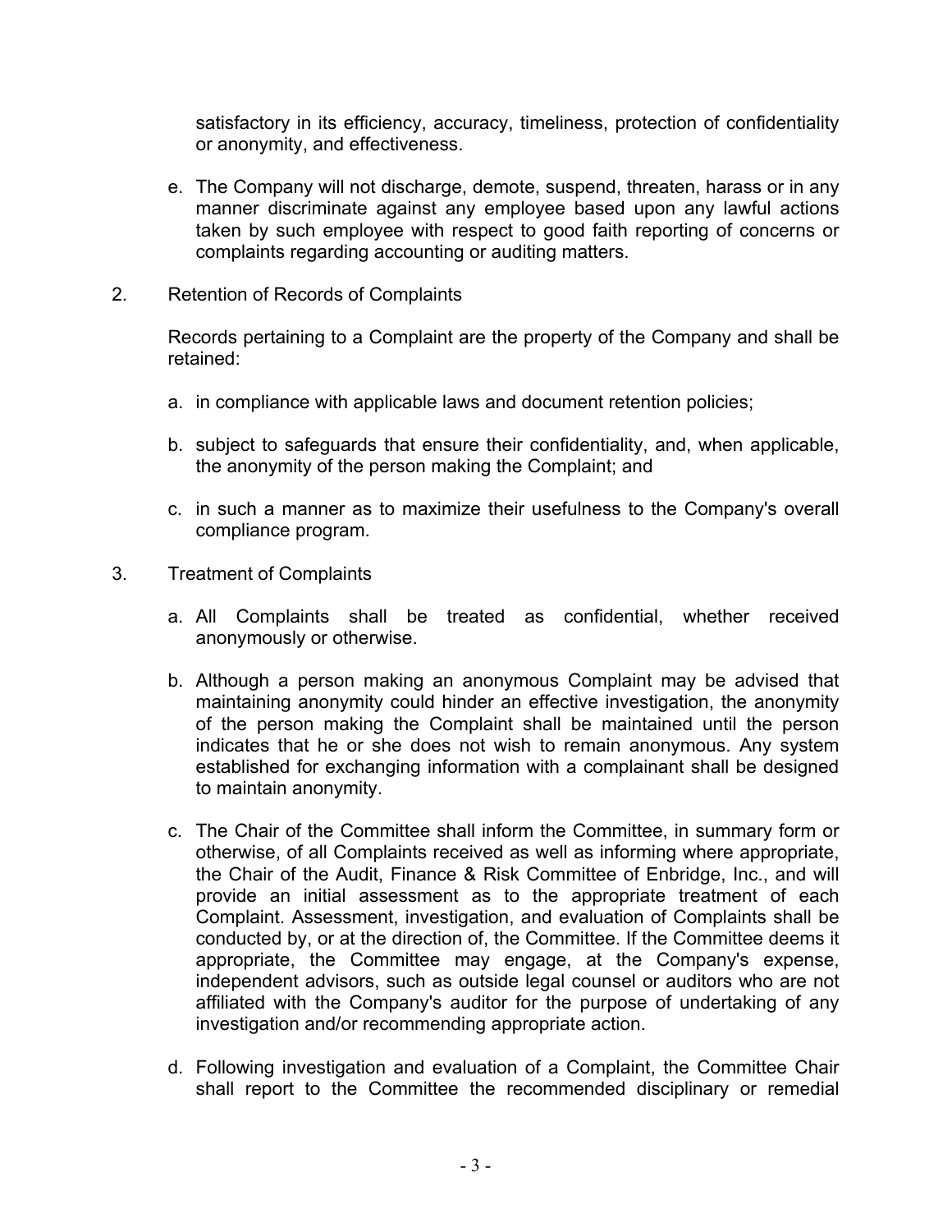satisfactory in its efficiency, accuracy, timeliness, protection of confidentiality or anonymity, and effectiveness.

e. The Company will not discharge, demote, suspend, threaten, harass or in any manner discriminate against any employee based upon any lawful actions taken by such employee with respect to good faith reporting of concerns or complaints regarding accounting or auditing matters.

2. Retention of Records of Complaints

Records pertaining to a Complaint are the property of the Company and shall be retained:

a. in compliance with applicable laws and document retention policies;

b. subject to safeguards that ensure their confidentiality, and, when applicable, the anonymity of the person making the Complaint; and

c. in such a manner as to maximize their usefulness to the Company's overall compliance program.

3. Treatment of Complaints

a. All Complaints shall be treated as confidential, whether received anonymously or otherwise.

b. Although a person making an anonymous Complaint may be advised that maintaining anonymity could hinder an effective investigation, the anonymity of the person making the Complaint shall be maintained until the person indicates that he or she does not wish to remain anonymous. Any system established for exchanging information with a complainant shall be designed to maintain anonymity.

c. The Chair of the Committee shall inform the Committee, in summary form or otherwise, of all Complaints received as well as informing where appropriate, the Chair of the Audit, Finance & Risk Committee of Enbridge, Inc., and will provide an initial assessment as to the appropriate treatment of each Complaint. Assessment, investigation, and evaluation of Complaints shall be conducted by, or at the direction of, the Committee. If the Committee deems it appropriate, the Committee may engage, at the Company's expense, independent advisors, such as outside legal counsel or auditors who are not affiliated with the Company's auditor for the purpose of undertaking of any investigation and/or recommending appropriate action.

d. Following investigation and evaluation of a Complaint, the Committee Chair shall report to the Committee the recommended disciplinary or remedial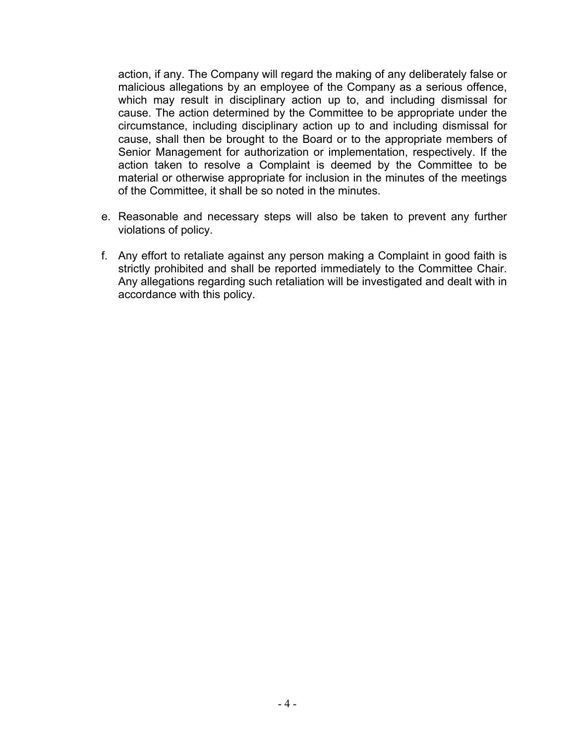action, if any. The Company will regard the making of any deliberately false or malicious allegations by an employee of the Company as a serious offence, which may result in disciplinary action up to, and including dismissal for cause. The action determined by the Committee to be appropriate under the circumstance, including disciplinary action up to and including dismissal for cause, shall then be brought to the Board or to the appropriate members of Senior Management for authorization or implementation, respectively. If the action taken to resolve a Complaint is deemed by the Committee to be material or otherwise appropriate for inclusion in the minutes of the meetings of the Committee, it shall be so noted in the minutes.

e. Reasonable and necessary steps will also be taken to prevent any further violations of policy.

f. Any effort to retaliate against any person making a Complaint in good faith is strictly prohibited and shall be reported immediately to the Committee Chair. Any allegations regarding such retaliation will be investigated and dealt with in accordance with this policy.